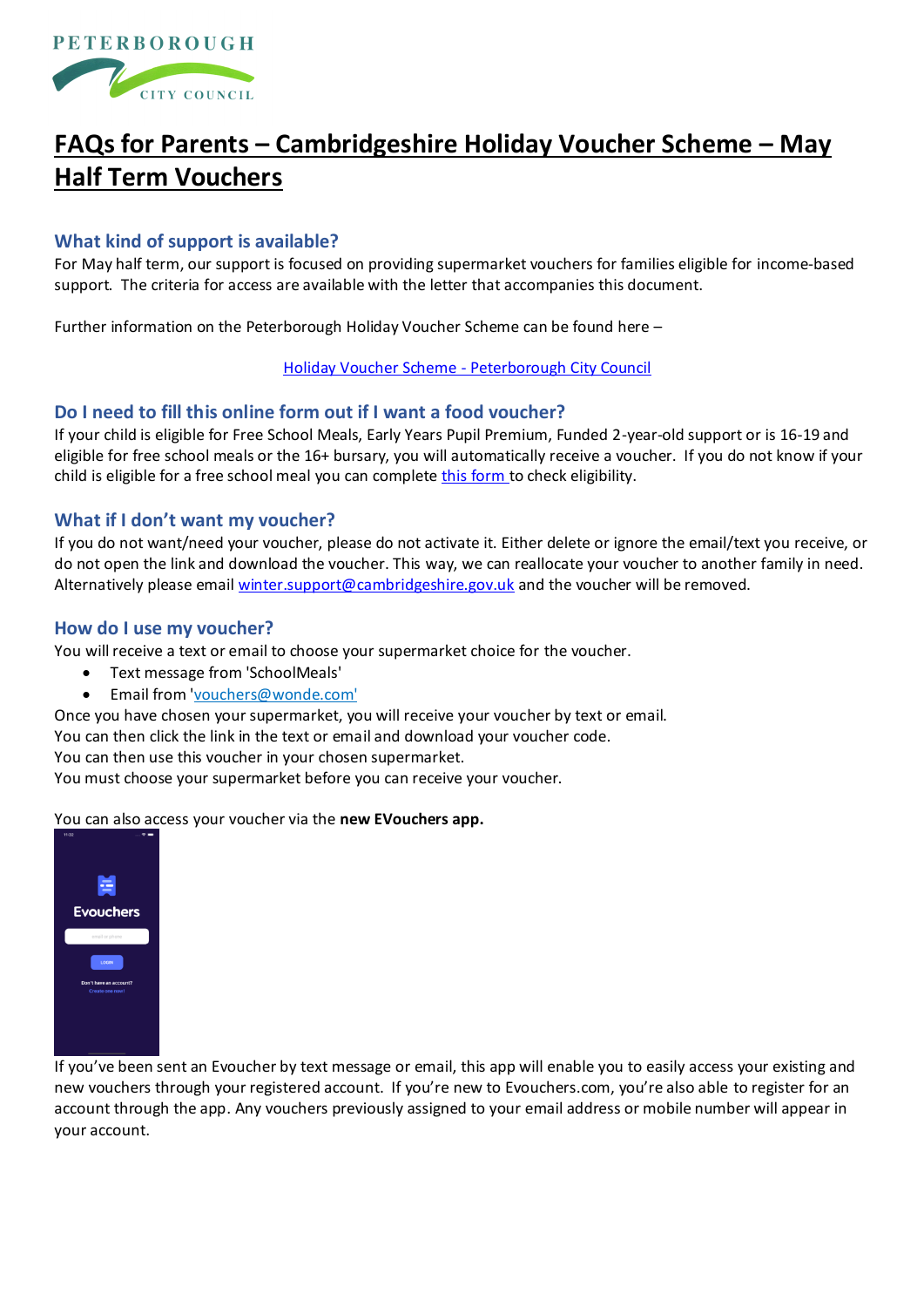PETERBOROUGH CITY COUNCIL

# FAQs for Parents – Cambridgeshire Holiday Voucher Scheme – May Half Term Vouchers

## What kind of support is available?

For May half term, our support is focused on providing supermarket vouchers for families eligible for income-based support. The criteria for access are available with the letter that accompanies this document.

Further information on the Peterborough Holiday Voucher Scheme can be found here –

Holiday Voucher Scheme - Peterborough City Council

## Do I need to fill this online form out if I want a food voucher?

If your child is eligible for Free School Meals, Early Years Pupil Premium, Funded 2-year-old support or is 16-19 and eligible for free school meals or the 16+ bursary, you will automatically receive a voucher. If you do not know if your child is eligible for a free school meal you can complete this form to check eligibility.

## What if I don't want my voucher?

If you do not want/need your voucher, please do not activate it. Either delete or ignore the email/text you receive, or do not open the link and download the voucher. This way, we can reallocate your voucher to another family in need. Alternatively please email winter.support@cambridgeshire.gov.uk and the voucher will be removed.

## How do I use my voucher?

You will receive a text or email to choose your supermarket choice for the voucher.

- Text message from 'SchoolMeals'
- Email from 'vouchers@wonde.com'

Once you have chosen your supermarket, you will receive your voucher by text or email.
You can then click the link in the text or email and download your voucher code.
You can then use this voucher in your chosen supermarket.
You must choose your supermarket before you can receive your voucher.

You can also access your voucher via the **new EVouchers app.**

If you've been sent an Evoucher by text message or email, this app will enable you to easily access your existing and new vouchers through your registered account. If you're new to Evouchers.com, you're also able to register for an account through the app. Any vouchers previously assigned to your email address or mobile number will appear in your account.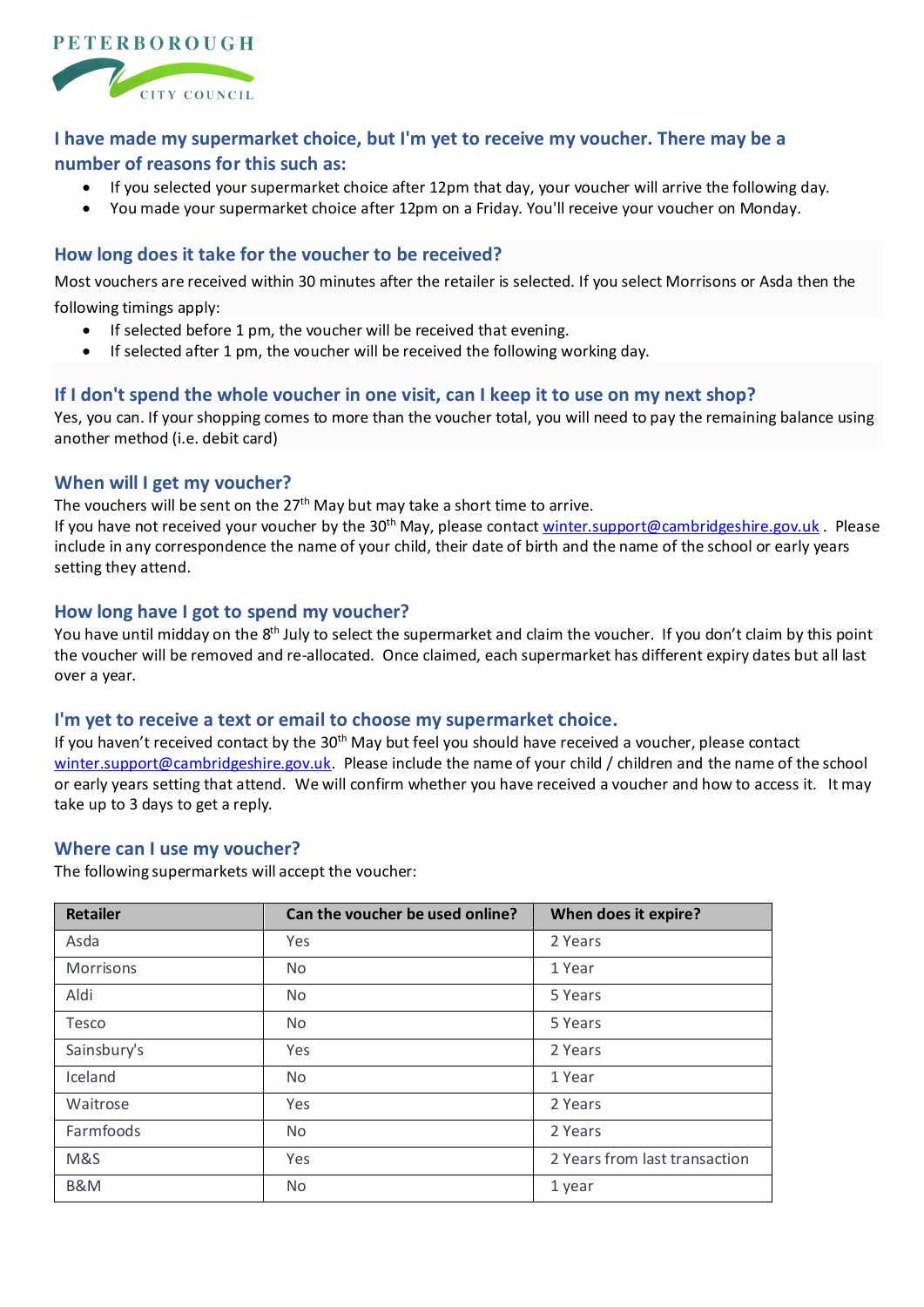PETERBOROUGH CITY COUNCIL

## I have made my supermarket choice, but I'm yet to receive my voucher. There may be a number of reasons for this such as:

- If you selected your supermarket choice after 12pm that day, your voucher will arrive the following day.
- You made your supermarket choice after 12pm on a Friday. You'll receive your voucher on Monday.

## How long does it take for the voucher to be received?

Most vouchers are received within 30 minutes after the retailer is selected. If you select Morrisons or Asda then the following timings apply:

- If selected before 1 pm, the voucher will be received that evening.
- If selected after 1 pm, the voucher will be received the following working day.

## If I don't spend the whole voucher in one visit, can I keep it to use on my next shop?

Yes, you can. If your shopping comes to more than the voucher total, you will need to pay the remaining balance using another method (i.e. debit card)

## When will I get my voucher?

The vouchers will be sent on the 27th May but may take a short time to arrive.
If you have not received your voucher by the 30th May, please contact winter.support@cambridgeshire.gov.uk . Please include in any correspondence the name of your child, their date of birth and the name of the school or early years setting they attend.

## How long have I got to spend my voucher?

You have until midday on the 8th July to select the supermarket and claim the voucher. If you don't claim by this point the voucher will be removed and re-allocated. Once claimed, each supermarket has different expiry dates but all last over a year.

## I'm yet to receive a text or email to choose my supermarket choice.

If you haven't received contact by the 30th May but feel you should have received a voucher, please contact winter.support@cambridgeshire.gov.uk. Please include the name of your child / children and the name of the school or early years setting that attend. We will confirm whether you have received a voucher and how to access it. It may take up to 3 days to get a reply.

## Where can I use my voucher?

The following supermarkets will accept the voucher:

| Retailer | Can the voucher be used online? | When does it expire? |
|---|---|---|
| Asda | Yes | 2 Years |
| Morrisons | No | 1 Year |
| Aldi | No | 5 Years |
| Tesco | No | 5 Years |
| Sainsbury's | Yes | 2 Years |
| Iceland | No | 1 Year |
| Waitrose | Yes | 2 Years |
| Farmfoods | No | 2 Years |
| M&S | Yes | 2 Years from last transaction |
| B&M | No | 1 year |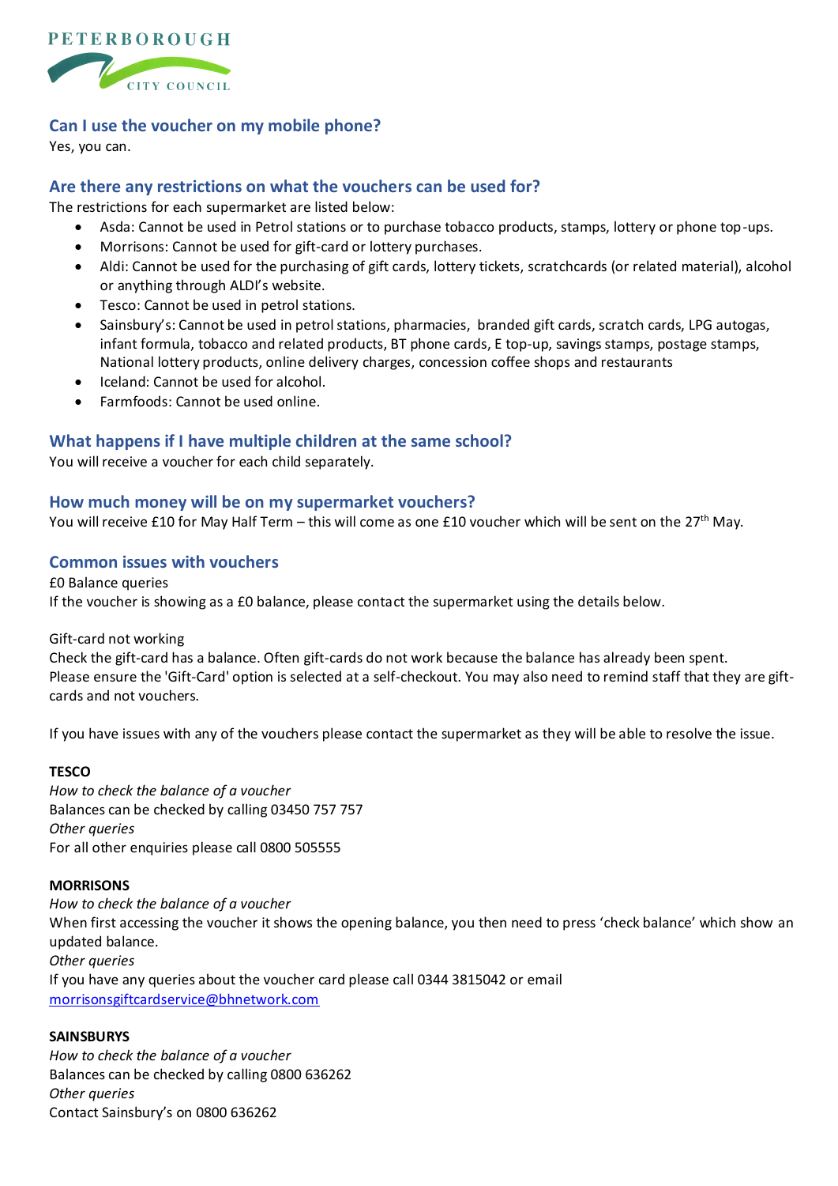## Can I use the voucher on my mobile phone?

Yes, you can.

## Are there any restrictions on what the vouchers can be used for?

The restrictions for each supermarket are listed below:

- Asda: Cannot be used in Petrol stations or to purchase tobacco products, stamps, lottery or phone top-ups.
- Morrisons: Cannot be used for gift-card or lottery purchases.
- Aldi: Cannot be used for the purchasing of gift cards, lottery tickets, scratchcards (or related material), alcohol or anything through ALDI's website.
- Tesco: Cannot be used in petrol stations.
- Sainsbury's: Cannot be used in petrol stations, pharmacies, branded gift cards, scratch cards, LPG autogas, infant formula, tobacco and related products, BT phone cards, E top-up, savings stamps, postage stamps, National lottery products, online delivery charges, concession coffee shops and restaurants
- Iceland: Cannot be used for alcohol.
- Farmfoods: Cannot be used online.

## What happens if I have multiple children at the same school?

You will receive a voucher for each child separately.

## How much money will be on my supermarket vouchers?

You will receive £10 for May Half Term – this will come as one £10 voucher which will be sent on the 27th May.

## Common issues with vouchers

£0 Balance queries

If the voucher is showing as a £0 balance, please contact the supermarket using the details below.

Gift-card not working

Check the gift-card has a balance. Often gift-cards do not work because the balance has already been spent.
Please ensure the 'Gift-Card' option is selected at a self-checkout. You may also need to remind staff that they are gift-cards and not vouchers.

If you have issues with any of the vouchers please contact the supermarket as they will be able to resolve the issue.

**TESCO**

*How to check the balance of a voucher*

Balances can be checked by calling 03450 757 757

*Other queries*

For all other enquiries please call 0800 505555

**MORRISONS**

*How to check the balance of a voucher*

When first accessing the voucher it shows the opening balance, you then need to press 'check balance' which show an updated balance.

*Other queries*

If you have any queries about the voucher card please call 0344 3815042 or email morrisonsgiftcardservice@bhnetwork.com

**SAINSBURYS**

*How to check the balance of a voucher*

Balances can be checked by calling 0800 636262

*Other queries*

Contact Sainsbury's on 0800 636262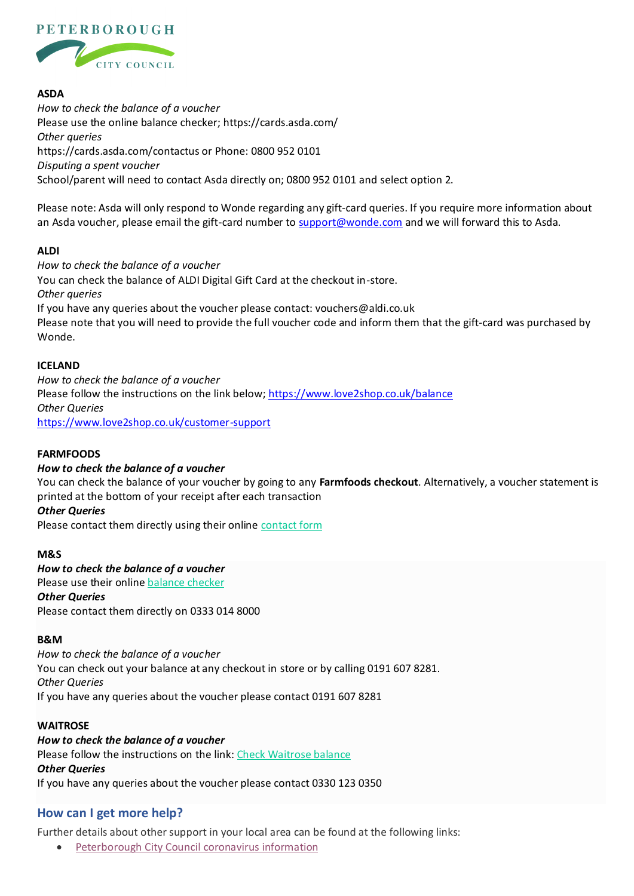**ASDA**

*How to check the balance of a voucher*

Please use the online balance checker; https://cards.asda.com/

*Other queries*

https://cards.asda.com/contactus or Phone: 0800 952 0101

*Disputing a spent voucher*

School/parent will need to contact Asda directly on; 0800 952 0101 and select option 2.

Please note: Asda will only respond to Wonde regarding any gift-card queries. If you require more information about an Asda voucher, please email the gift-card number to support@wonde.com and we will forward this to Asda.

**ALDI**

*How to check the balance of a voucher*

You can check the balance of ALDI Digital Gift Card at the checkout in-store.

*Other queries*

If you have any queries about the voucher please contact: vouchers@aldi.co.uk

Please note that you will need to provide the full voucher code and inform them that the gift-card was purchased by Wonde.

**ICELAND**

*How to check the balance of a voucher*

Please follow the instructions on the link below; https://www.love2shop.co.uk/balance

*Other Queries*

https://www.love2shop.co.uk/customer-support

**FARMFOODS**

***How to check the balance of a voucher***

You can check the balance of your voucher by going to any **Farmfoods checkout**. Alternatively, a voucher statement is printed at the bottom of your receipt after each transaction

***Other Queries***

Please contact them directly using their online contact form

**M&S**

***How to check the balance of a voucher***

Please use their online balance checker

***Other Queries***

Please contact them directly on 0333 014 8000

**B&M**

*How to check the balance of a voucher*

You can check out your balance at any checkout in store or by calling 0191 607 8281.

*Other Queries*

If you have any queries about the voucher please contact 0191 607 8281

**WAITROSE**

***How to check the balance of a voucher***

Please follow the instructions on the link: Check Waitrose balance

***Other Queries***

If you have any queries about the voucher please contact 0330 123 0350

## How can I get more help?

Further details about other support in your local area can be found at the following links:

- Peterborough City Council coronavirus information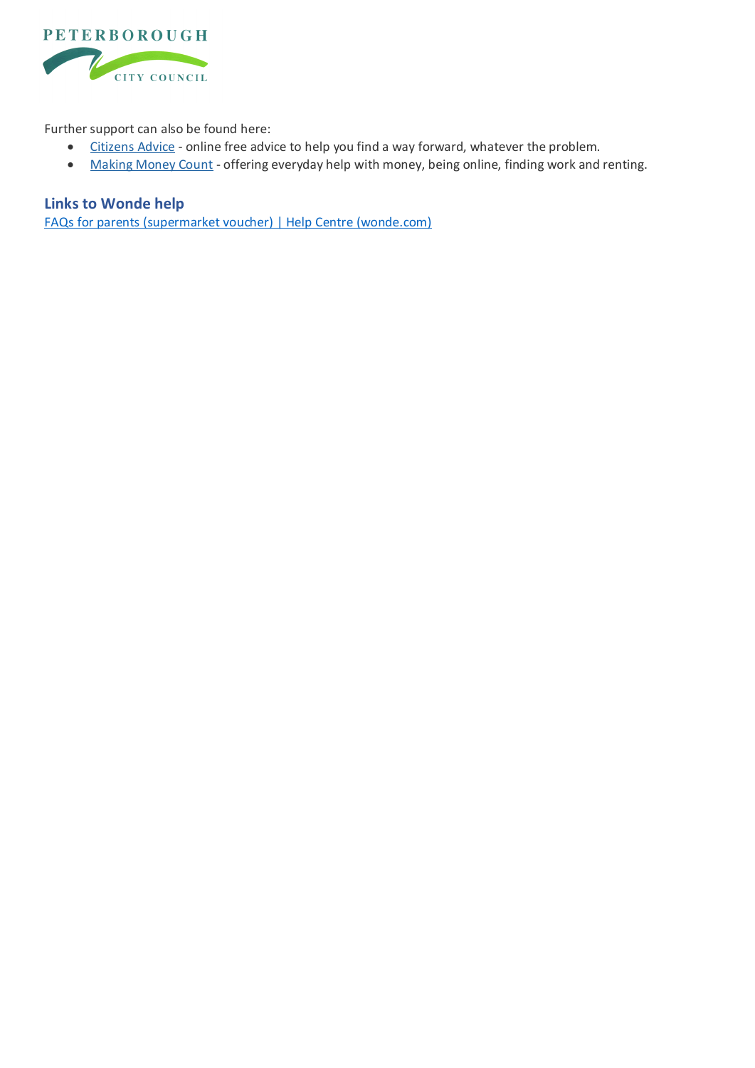Further support can also be found here:

- Citizens Advice - online free advice to help you find a way forward, whatever the problem.
- Making Money Count - offering everyday help with money, being online, finding work and renting.

## Links to Wonde help

FAQs for parents (supermarket voucher) | Help Centre (wonde.com)